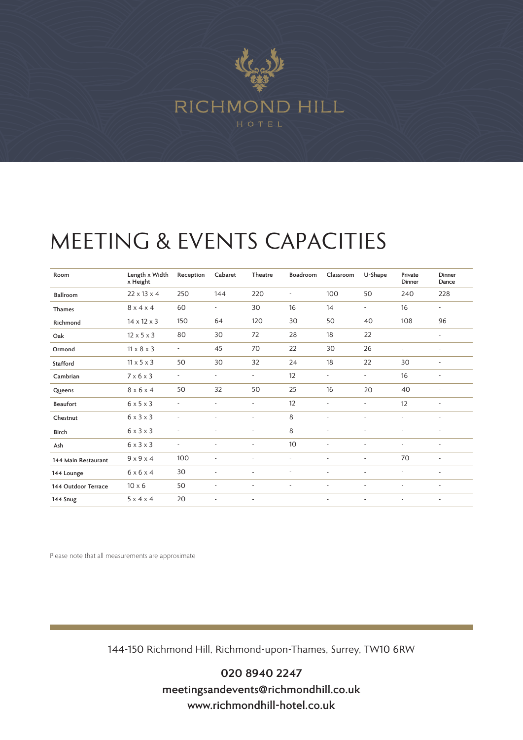RICHMOND HILL

HOTEL

# MEETING & EVENTS CAPACITIES

| Room | Length x Width x Height | Reception | Cabaret | Theatre | Boardroom | Classroom | U-Shape | Private Dinner | Dinner Dance |
|---|---|---|---|---|---|---|---|---|---|
| Ballroom | 22 x 13 x 4 | 250 | 144 | 220 | - | 100 | 50 | 240 | 228 |
| Thames | 8 x 4 x 4 | 60 | - | 30 | 16 | 14 | - | 16 | - |
| Richmond | 14 x 12 x 3 | 150 | 64 | 120 | 30 | 50 | 40 | 108 | 96 |
| Oak | 12 x 5 x 3 | 80 | 30 | 72 | 28 | 18 | 22 | | - |
| Ormond | 11 x 8 x 3 | - | 45 | 70 | 22 | 30 | 26 | - | - |
| Stafford | 11 x 5 x 3 | 50 | 30 | 32 | 24 | 18 | 22 | 30 | - |
| Cambrian | 7 x 6 x 3 | - | - | - | 12 | - | - | 16 | - |
| Queens | 8 x 6 x 4 | 50 | 32 | 50 | 25 | 16 | 20 | 40 | - |
| Beaufort | 6 x 5 x 3 | - | - | - | 12 | - | - | 12 | - |
| Chestnut | 6 x 3 x 3 | - | - | - | 8 | - | - | - | - |
| Birch | 6 x 3 x 3 | - | - | - | 8 | - | - | - | - |
| Ash | 6 x 3 x 3 | - | - | - | 10 | - | - | - | - |
| 144 Main Restaurant | 9 x 9 x 4 | 100 | - | - | - | - | - | 70 | - |
| 144 Lounge | 6 x 6 x 4 | 30 | - | - | - | - | - | - | - |
| 144 Outdoor Terrace | 10 x 6 | 50 | - | - | - | - | - | - | - |
| 144 Snug | 5 x 4 x 4 | 20 | - | - | - | - | - | - | - |

Please note that all measurements are approximate

144-150 Richmond Hill, Richmond-upon-Thames, Surrey, TW10 6RW

**020 8940 2247**
**meetingsandevents@richmondhill.co.uk**
**www.richmondhill-hotel.co.uk**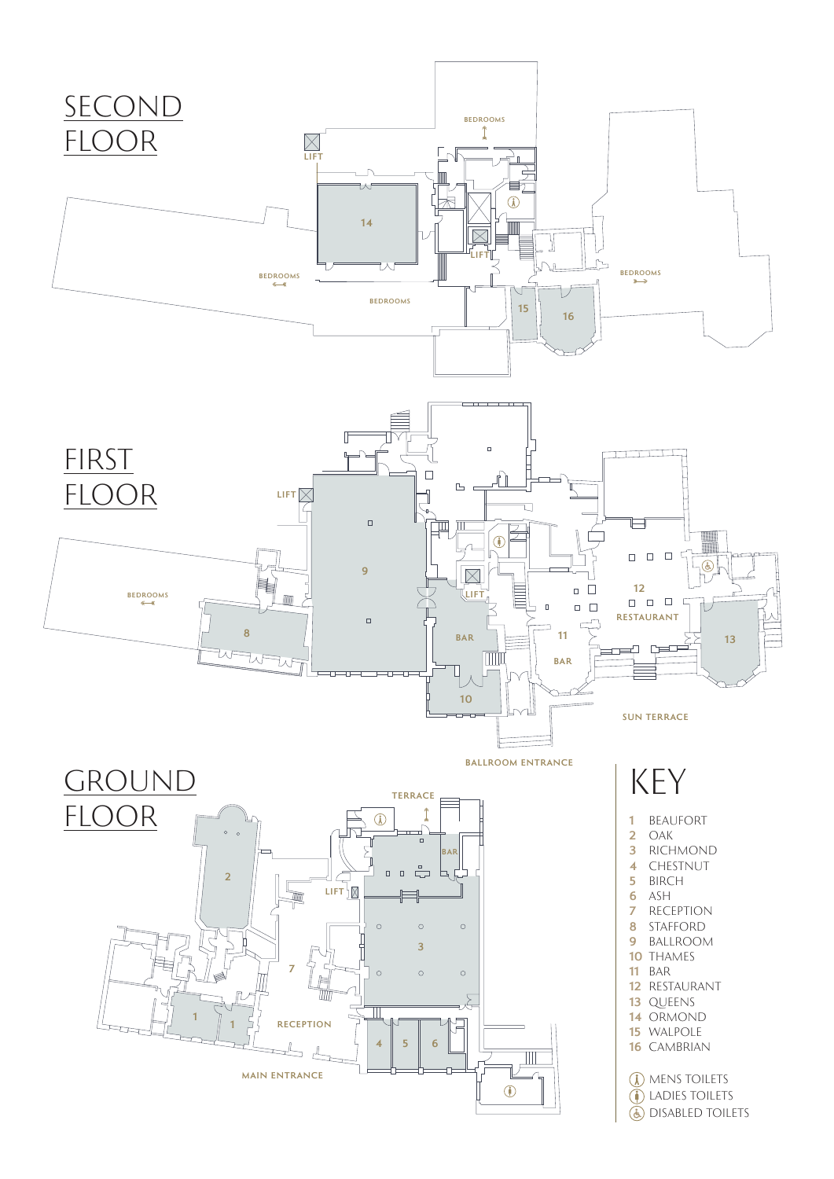# SECOND FLOOR

BEDROOMS

LIFT

14

LIFT

BEDROOMS

BEDROOMS

BEDROOMS

15

16

# FIRST FLOOR

LIFT

BEDROOMS

9

8

BAR

LIFT

10

11

BAR

12

RESTAURANT

13

SUN TERRACE

BALLROOM ENTRANCE

# GROUND FLOOR

TERRACE

BAR

2

LIFT

3

7

1

1

RECEPTION

4

5

6

MAIN ENTRANCE

# KEY

1 BEAUFORT
2 OAK
3 RICHMOND
4 CHESTNUT
5 BIRCH
6 ASH
7 RECEPTION
8 STAFFORD
9 BALLROOM
10 THAMES
11 BAR
12 RESTAURANT
13 QUEENS
14 ORMOND
15 WALPOLE
16 CAMBRIAN

MENS TOILETS
LADIES TOILETS
DISABLED TOILETS